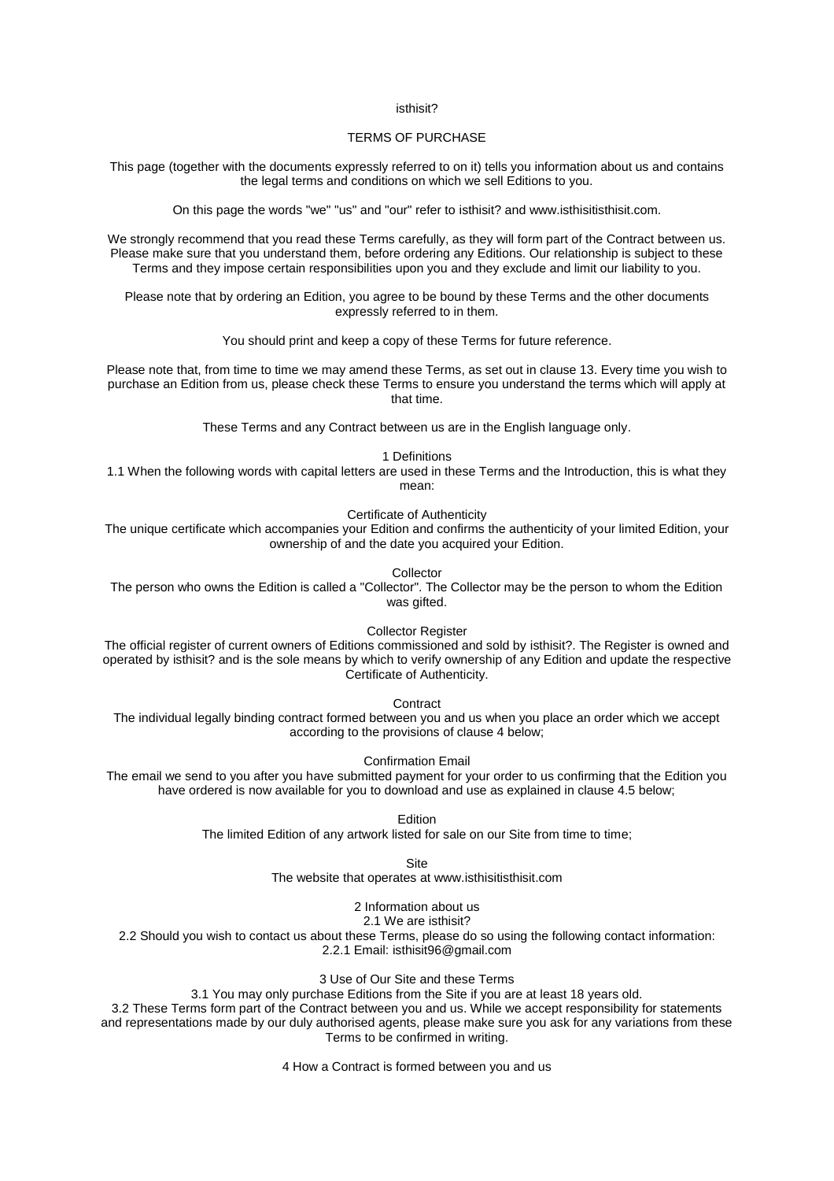# isthisit?

## TERMS OF PURCHASE

This page (together with the documents expressly referred to on it) tells you information about us and contains the legal terms and conditions on which we sell Editions to you.

On this page the words "we" "us" and "our" refer to isthisit? and www.isthisitisthisit.com.

We strongly recommend that you read these Terms carefully, as they will form part of the Contract between us. Please make sure that you understand them, before ordering any Editions. Our relationship is subject to these Terms and they impose certain responsibilities upon you and they exclude and limit our liability to you.

Please note that by ordering an Edition, you agree to be bound by these Terms and the other documents expressly referred to in them.

You should print and keep a copy of these Terms for future reference.

Please note that, from time to time we may amend these Terms, as set out in clause 13. Every time you wish to purchase an Edition from us, please check these Terms to ensure you understand the terms which will apply at that time.

These Terms and any Contract between us are in the English language only.

### 1 Definitions

1.1 When the following words with capital letters are used in these Terms and the Introduction, this is what they mean:

**Certificate of Authenticity**
The unique certificate which accompanies your Edition and confirms the authenticity of your limited Edition, your ownership of and the date you acquired your Edition.

**Collector**
The person who owns the Edition is called a "Collector". The Collector may be the person to whom the Edition was gifted.

**Collector Register**
The official register of current owners of Editions commissioned and sold by isthisit?. The Register is owned and operated by isthisit? and is the sole means by which to verify ownership of any Edition and update the respective Certificate of Authenticity.

**Contract**
The individual legally binding contract formed between you and us when you place an order which we accept according to the provisions of clause 4 below;

**Confirmation Email**
The email we send to you after you have submitted payment for your order to us confirming that the Edition you have ordered is now available for you to download and use as explained in clause 4.5 below;

**Edition**
The limited Edition of any artwork listed for sale on our Site from time to time;

**Site**
The website that operates at www.isthisitisthisit.com

### 2 Information about us

2.1 We are isthisit?

2.2 Should you wish to contact us about these Terms, please do so using the following contact information:

2.2.1 Email: isthisit96@gmail.com

### 3 Use of Our Site and these Terms

3.1 You may only purchase Editions from the Site if you are at least 18 years old.

3.2 These Terms form part of the Contract between you and us. While we accept responsibility for statements and representations made by our duly authorised agents, please make sure you ask for any variations from these Terms to be confirmed in writing.

### 4 How a Contract is formed between you and us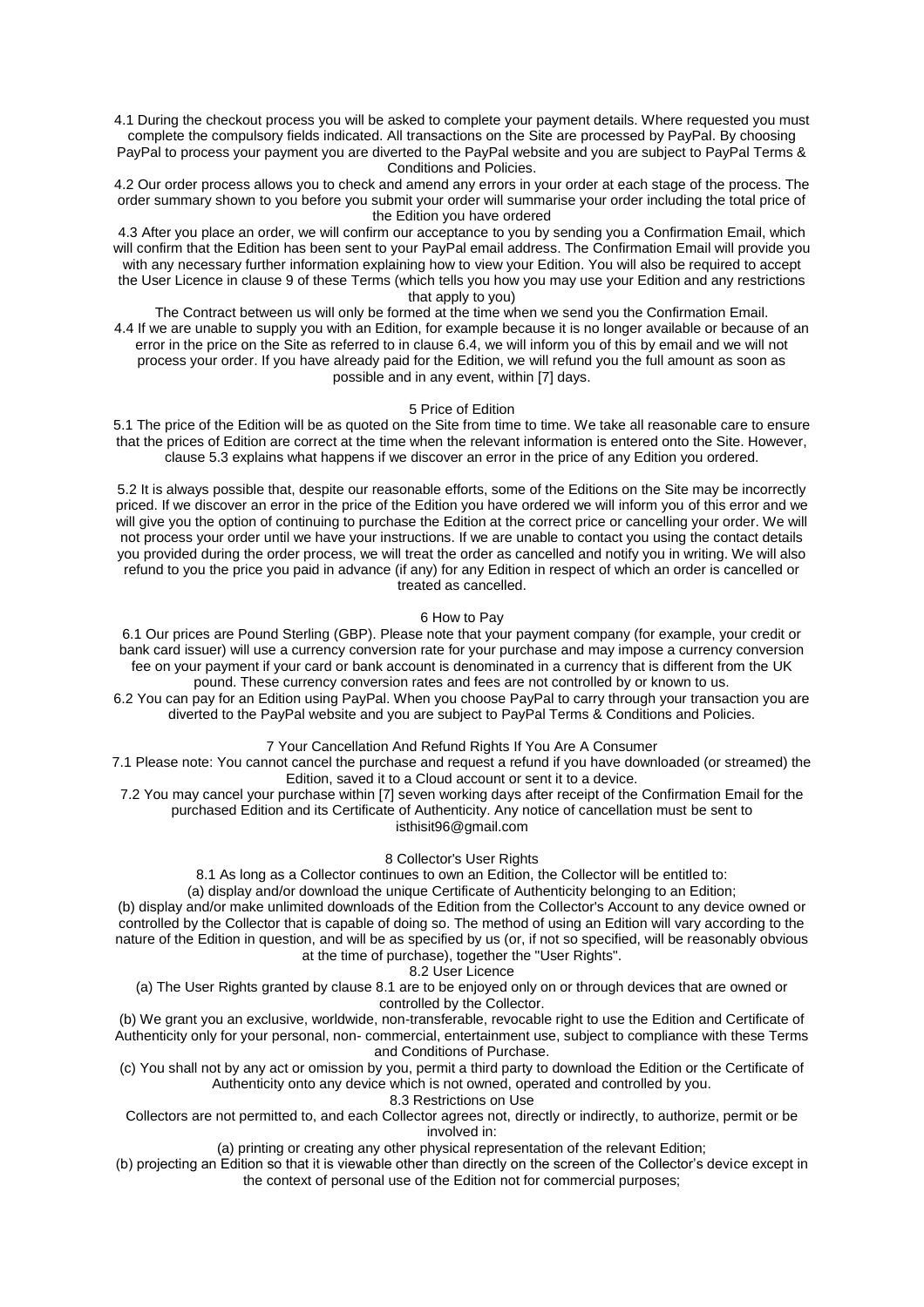4.1 During the checkout process you will be asked to complete your payment details. Where requested you must complete the compulsory fields indicated. All transactions on the Site are processed by PayPal. By choosing PayPal to process your payment you are diverted to the PayPal website and you are subject to PayPal Terms & Conditions and Policies.

4.2 Our order process allows you to check and amend any errors in your order at each stage of the process. The order summary shown to you before you submit your order will summarise your order including the total price of the Edition you have ordered

4.3 After you place an order, we will confirm our acceptance to you by sending you a Confirmation Email, which will confirm that the Edition has been sent to your PayPal email address. The Confirmation Email will provide you with any necessary further information explaining how to view your Edition. You will also be required to accept the User Licence in clause 9 of these Terms (which tells you how you may use your Edition and any restrictions that apply to you)

The Contract between us will only be formed at the time when we send you the Confirmation Email.

4.4 If we are unable to supply you with an Edition, for example because it is no longer available or because of an error in the price on the Site as referred to in clause 6.4, we will inform you of this by email and we will not process your order. If you have already paid for the Edition, we will refund you the full amount as soon as possible and in any event, within [7] days.

## 5 Price of Edition

5.1 The price of the Edition will be as quoted on the Site from time to time. We take all reasonable care to ensure that the prices of Edition are correct at the time when the relevant information is entered onto the Site. However, clause 5.3 explains what happens if we discover an error in the price of any Edition you ordered.

5.2 It is always possible that, despite our reasonable efforts, some of the Editions on the Site may be incorrectly priced. If we discover an error in the price of the Edition you have ordered we will inform you of this error and we will give you the option of continuing to purchase the Edition at the correct price or cancelling your order. We will not process your order until we have your instructions. If we are unable to contact you using the contact details you provided during the order process, we will treat the order as cancelled and notify you in writing. We will also refund to you the price you paid in advance (if any) for any Edition in respect of which an order is cancelled or treated as cancelled.

## 6 How to Pay

6.1 Our prices are Pound Sterling (GBP). Please note that your payment company (for example, your credit or bank card issuer) will use a currency conversion rate for your purchase and may impose a currency conversion fee on your payment if your card or bank account is denominated in a currency that is different from the UK pound. These currency conversion rates and fees are not controlled by or known to us.

6.2 You can pay for an Edition using PayPal. When you choose PayPal to carry through your transaction you are diverted to the PayPal website and you are subject to PayPal Terms & Conditions and Policies.

## 7 Your Cancellation And Refund Rights If You Are A Consumer

7.1 Please note: You cannot cancel the purchase and request a refund if you have downloaded (or streamed) the Edition, saved it to a Cloud account or sent it to a device.

7.2 You may cancel your purchase within [7] seven working days after receipt of the Confirmation Email for the purchased Edition and its Certificate of Authenticity. Any notice of cancellation must be sent to isthisit96@gmail.com

## 8 Collector's User Rights

8.1 As long as a Collector continues to own an Edition, the Collector will be entitled to:

(a) display and/or download the unique Certificate of Authenticity belonging to an Edition;

(b) display and/or make unlimited downloads of the Edition from the Collector's Account to any device owned or controlled by the Collector that is capable of doing so. The method of using an Edition will vary according to the nature of the Edition in question, and will be as specified by us (or, if not so specified, will be reasonably obvious at the time of purchase), together the "User Rights".

8.2 User Licence

(a) The User Rights granted by clause 8.1 are to be enjoyed only on or through devices that are owned or controlled by the Collector.

(b) We grant you an exclusive, worldwide, non-transferable, revocable right to use the Edition and Certificate of Authenticity only for your personal, non- commercial, entertainment use, subject to compliance with these Terms and Conditions of Purchase.

(c) You shall not by any act or omission by you, permit a third party to download the Edition or the Certificate of Authenticity onto any device which is not owned, operated and controlled by you.

8.3 Restrictions on Use

Collectors are not permitted to, and each Collector agrees not, directly or indirectly, to authorize, permit or be involved in:

(a) printing or creating any other physical representation of the relevant Edition;

(b) projecting an Edition so that it is viewable other than directly on the screen of the Collector's device except in the context of personal use of the Edition not for commercial purposes;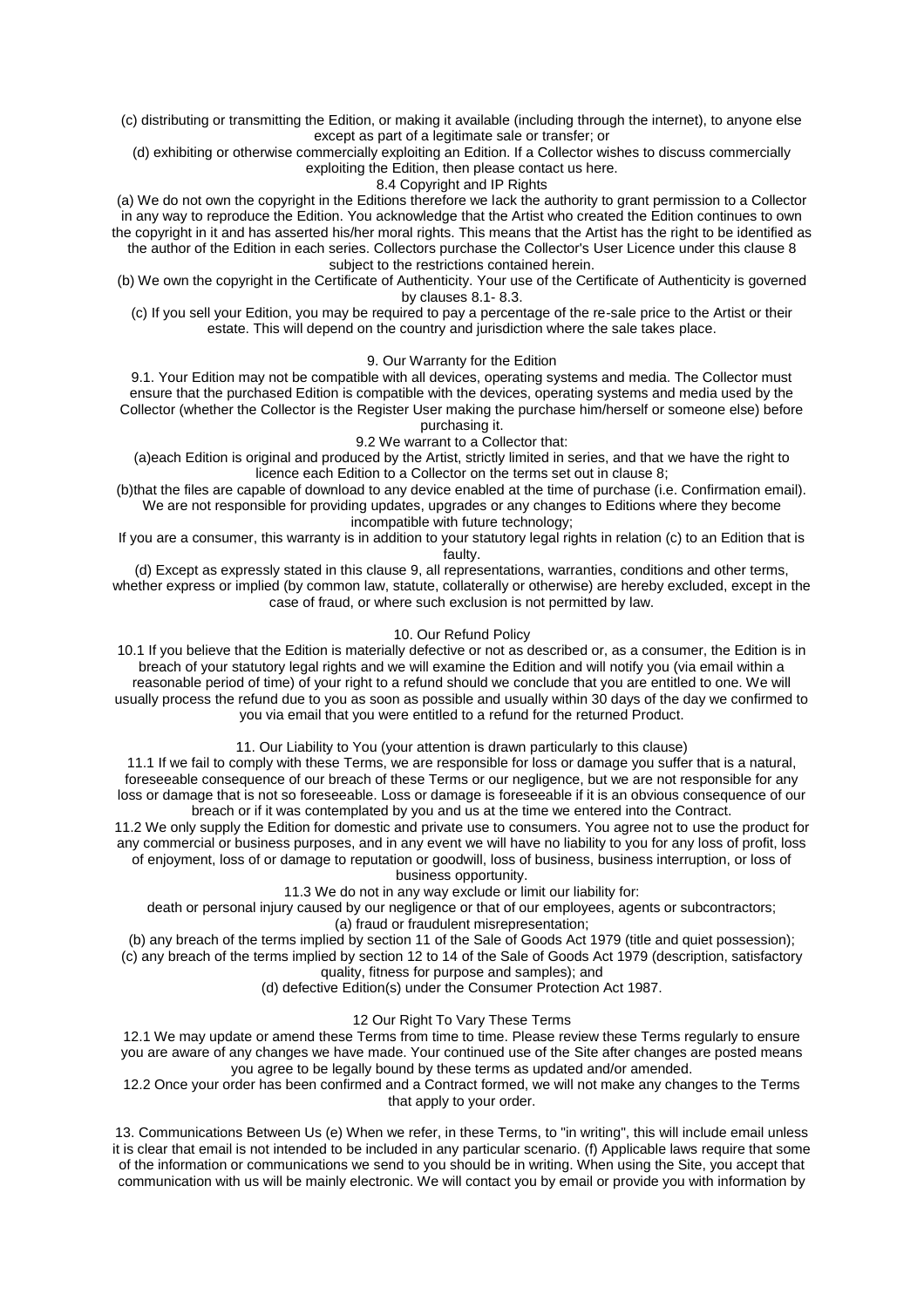(c) distributing or transmitting the Edition, or making it available (including through the internet), to anyone else except as part of a legitimate sale or transfer; or

(d) exhibiting or otherwise commercially exploiting an Edition. If a Collector wishes to discuss commercially exploiting the Edition, then please contact us here.

8.4 Copyright and IP Rights

(a) We do not own the copyright in the Editions therefore we lack the authority to grant permission to a Collector in any way to reproduce the Edition. You acknowledge that the Artist who created the Edition continues to own the copyright in it and has asserted his/her moral rights. This means that the Artist has the right to be identified as the author of the Edition in each series. Collectors purchase the Collector's User Licence under this clause 8 subject to the restrictions contained herein.

(b) We own the copyright in the Certificate of Authenticity. Your use of the Certificate of Authenticity is governed by clauses 8.1- 8.3.

(c) If you sell your Edition, you may be required to pay a percentage of the re-sale price to the Artist or their estate. This will depend on the country and jurisdiction where the sale takes place.

## 9. Our Warranty for the Edition

9.1. Your Edition may not be compatible with all devices, operating systems and media. The Collector must ensure that the purchased Edition is compatible with the devices, operating systems and media used by the Collector (whether the Collector is the Register User making the purchase him/herself or someone else) before purchasing it.

9.2 We warrant to a Collector that:

(a)each Edition is original and produced by the Artist, strictly limited in series, and that we have the right to licence each Edition to a Collector on the terms set out in clause 8;

(b)that the files are capable of download to any device enabled at the time of purchase (i.e. Confirmation email). We are not responsible for providing updates, upgrades or any changes to Editions where they become incompatible with future technology;

If you are a consumer, this warranty is in addition to your statutory legal rights in relation (c) to an Edition that is faulty.

(d) Except as expressly stated in this clause 9, all representations, warranties, conditions and other terms, whether express or implied (by common law, statute, collaterally or otherwise) are hereby excluded, except in the case of fraud, or where such exclusion is not permitted by law.

## 10. Our Refund Policy

10.1 If you believe that the Edition is materially defective or not as described or, as a consumer, the Edition is in breach of your statutory legal rights and we will examine the Edition and will notify you (via email within a reasonable period of time) of your right to a refund should we conclude that you are entitled to one. We will usually process the refund due to you as soon as possible and usually within 30 days of the day we confirmed to you via email that you were entitled to a refund for the returned Product.

## 11. Our Liability to You (your attention is drawn particularly to this clause)

11.1 If we fail to comply with these Terms, we are responsible for loss or damage you suffer that is a natural, foreseeable consequence of our breach of these Terms or our negligence, but we are not responsible for any loss or damage that is not so foreseeable. Loss or damage is foreseeable if it is an obvious consequence of our breach or if it was contemplated by you and us at the time we entered into the Contract.

11.2 We only supply the Edition for domestic and private use to consumers. You agree not to use the product for any commercial or business purposes, and in any event we will have no liability to you for any loss of profit, loss of enjoyment, loss of or damage to reputation or goodwill, loss of business, business interruption, or loss of business opportunity.

11.3 We do not in any way exclude or limit our liability for:

death or personal injury caused by our negligence or that of our employees, agents or subcontractors;

(a) fraud or fraudulent misrepresentation;

(b) any breach of the terms implied by section 11 of the Sale of Goods Act 1979 (title and quiet possession);

(c) any breach of the terms implied by section 12 to 14 of the Sale of Goods Act 1979 (description, satisfactory quality, fitness for purpose and samples); and

(d) defective Edition(s) under the Consumer Protection Act 1987.

## 12 Our Right To Vary These Terms

12.1 We may update or amend these Terms from time to time. Please review these Terms regularly to ensure you are aware of any changes we have made. Your continued use of the Site after changes are posted means you agree to be legally bound by these terms as updated and/or amended.

12.2 Once your order has been confirmed and a Contract formed, we will not make any changes to the Terms that apply to your order.

## 13. Communications Between Us

(e) When we refer, in these Terms, to "in writing", this will include email unless it is clear that email is not intended to be included in any particular scenario. (f) Applicable laws require that some of the information or communications we send to you should be in writing. When using the Site, you accept that communication with us will be mainly electronic. We will contact you by email or provide you with information by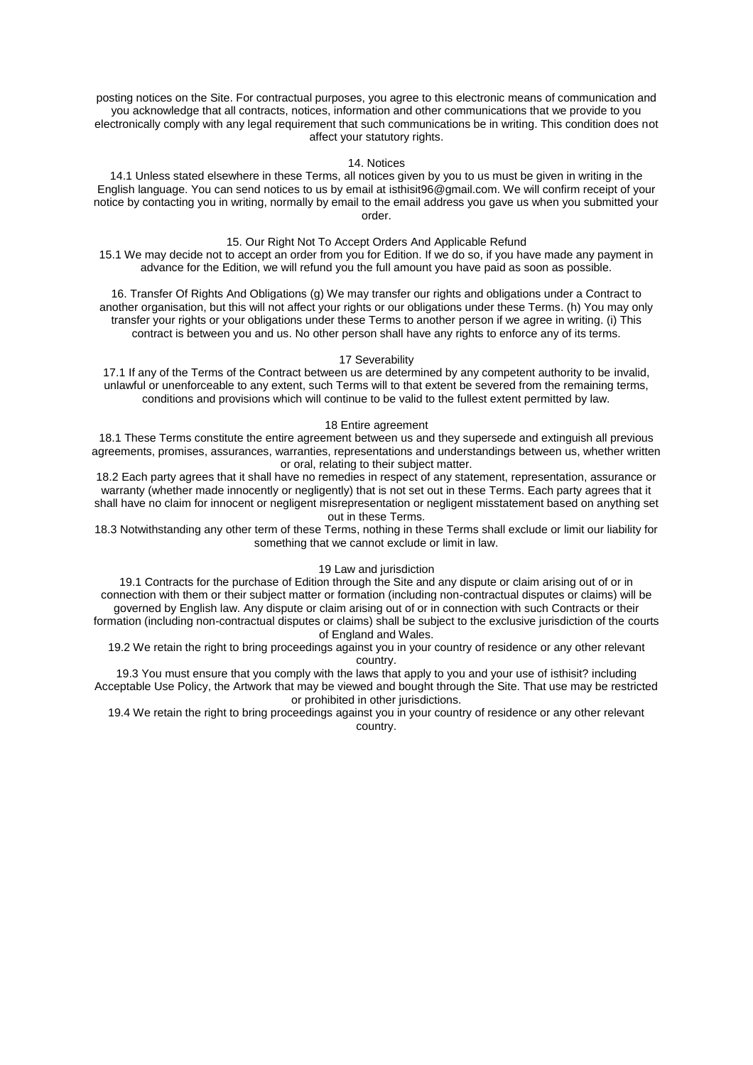posting notices on the Site. For contractual purposes, you agree to this electronic means of communication and you acknowledge that all contracts, notices, information and other communications that we provide to you electronically comply with any legal requirement that such communications be in writing. This condition does not affect your statutory rights.

## 14. Notices

14.1 Unless stated elsewhere in these Terms, all notices given by you to us must be given in writing in the English language. You can send notices to us by email at isthisit96@gmail.com. We will confirm receipt of your notice by contacting you in writing, normally by email to the email address you gave us when you submitted your order.

## 15. Our Right Not To Accept Orders And Applicable Refund

15.1 We may decide not to accept an order from you for Edition. If we do so, if you have made any payment in advance for the Edition, we will refund you the full amount you have paid as soon as possible.

## 16. Transfer Of Rights And Obligations

(g) We may transfer our rights and obligations under a Contract to another organisation, but this will not affect your rights or our obligations under these Terms. (h) You may only transfer your rights or your obligations under these Terms to another person if we agree in writing. (i) This contract is between you and us. No other person shall have any rights to enforce any of its terms.

## 17 Severability

17.1 If any of the Terms of the Contract between us are determined by any competent authority to be invalid, unlawful or unenforceable to any extent, such Terms will to that extent be severed from the remaining terms, conditions and provisions which will continue to be valid to the fullest extent permitted by law.

## 18 Entire agreement

18.1 These Terms constitute the entire agreement between us and they supersede and extinguish all previous agreements, promises, assurances, warranties, representations and understandings between us, whether written or oral, relating to their subject matter.

18.2 Each party agrees that it shall have no remedies in respect of any statement, representation, assurance or warranty (whether made innocently or negligently) that is not set out in these Terms. Each party agrees that it shall have no claim for innocent or negligent misrepresentation or negligent misstatement based on anything set out in these Terms.

18.3 Notwithstanding any other term of these Terms, nothing in these Terms shall exclude or limit our liability for something that we cannot exclude or limit in law.

## 19 Law and jurisdiction

19.1 Contracts for the purchase of Edition through the Site and any dispute or claim arising out of or in connection with them or their subject matter or formation (including non-contractual disputes or claims) will be governed by English law. Any dispute or claim arising out of or in connection with such Contracts or their formation (including non-contractual disputes or claims) shall be subject to the exclusive jurisdiction of the courts of England and Wales.

19.2 We retain the right to bring proceedings against you in your country of residence or any other relevant country.

19.3 You must ensure that you comply with the laws that apply to you and your use of isthisit? including Acceptable Use Policy, the Artwork that may be viewed and bought through the Site. That use may be restricted or prohibited in other jurisdictions.

19.4 We retain the right to bring proceedings against you in your country of residence or any other relevant country.